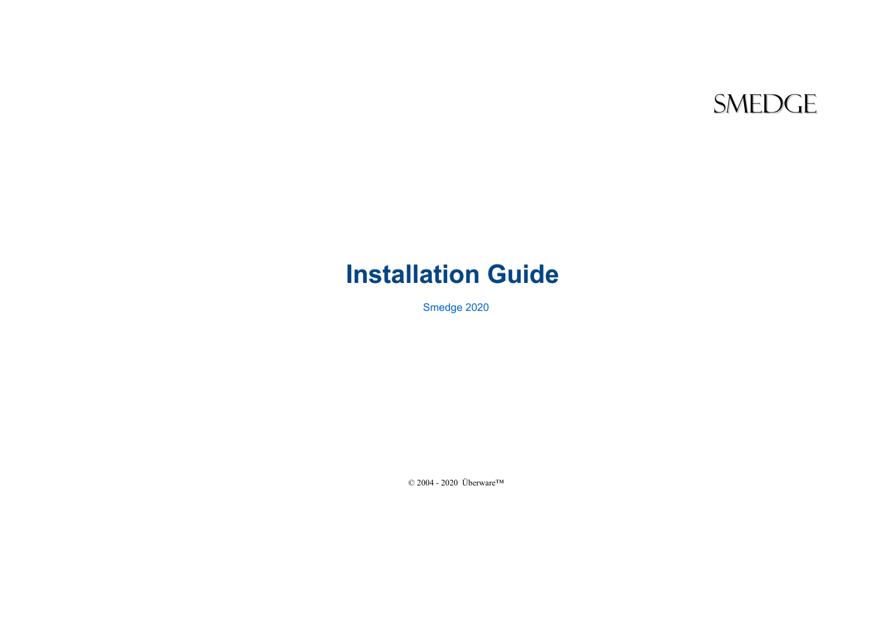SMEDGE

# Installation Guide

Smedge 2020

© 2004 - 2020 Überware™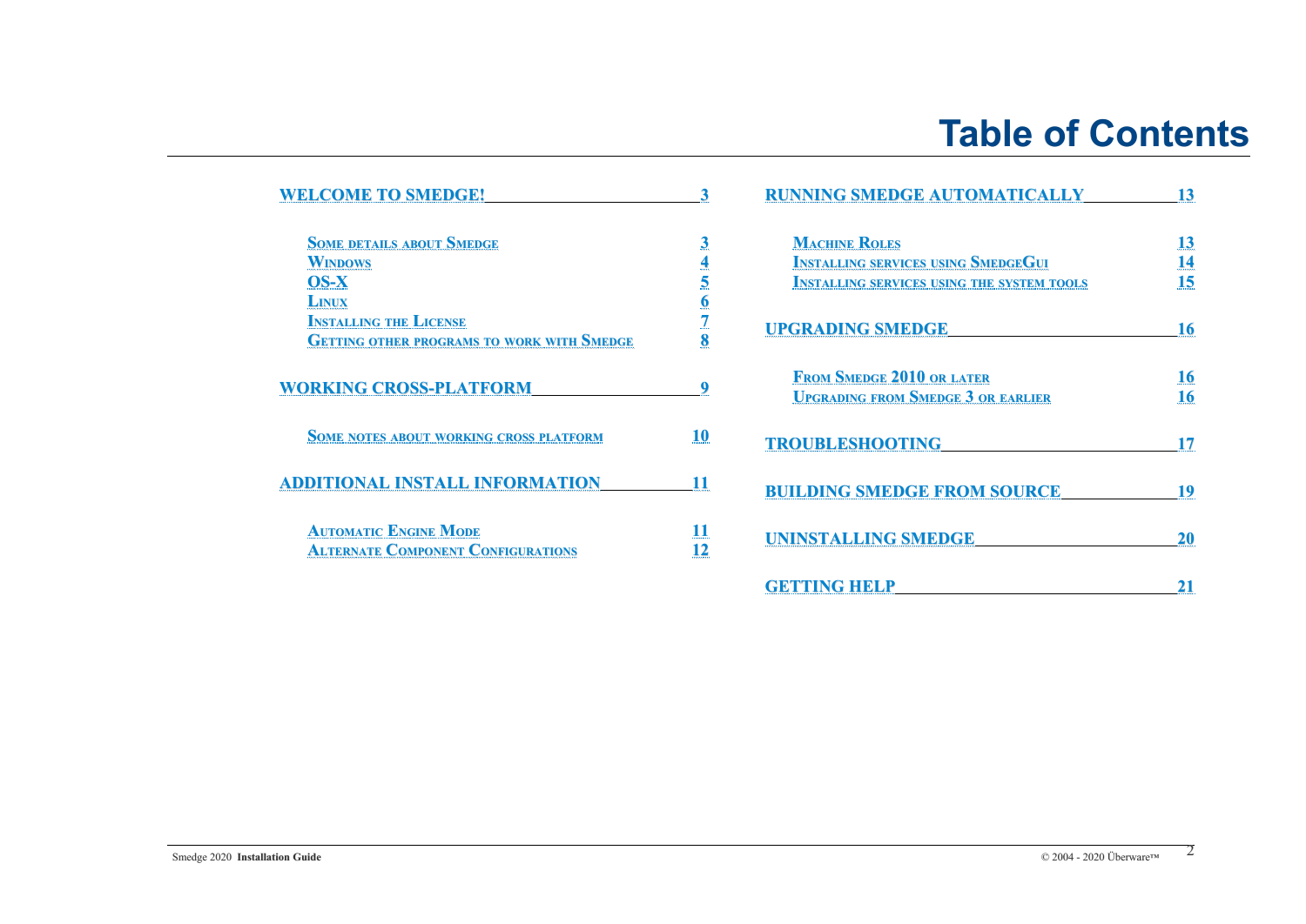# Table of Contents

- WELCOME TO SMEDGE! 3
  - Some details about Smedge 3
  - Windows 4
  - OS-X 5
  - Linux 6
  - Installing the License 7
  - Getting other programs to work with Smedge 8
- WORKING CROSS-PLATFORM 9
  - Some notes about working cross platform 10
- ADDITIONAL INSTALL INFORMATION 11
  - Automatic Engine Mode 11
  - Alternate Component Configurations 12
- RUNNING SMEDGE AUTOMATICALLY 13
  - Machine Roles 13
  - Installing services using SmedgeGui 14
  - Installing services using the system tools 15
- UPGRADING SMEDGE 16
  - From Smedge 2010 or later 16
  - Upgrading from Smedge 3 or earlier 16
- TROUBLESHOOTING 17
- BUILDING SMEDGE FROM SOURCE 19
- UNINSTALLING SMEDGE 20
- GETTING HELP 21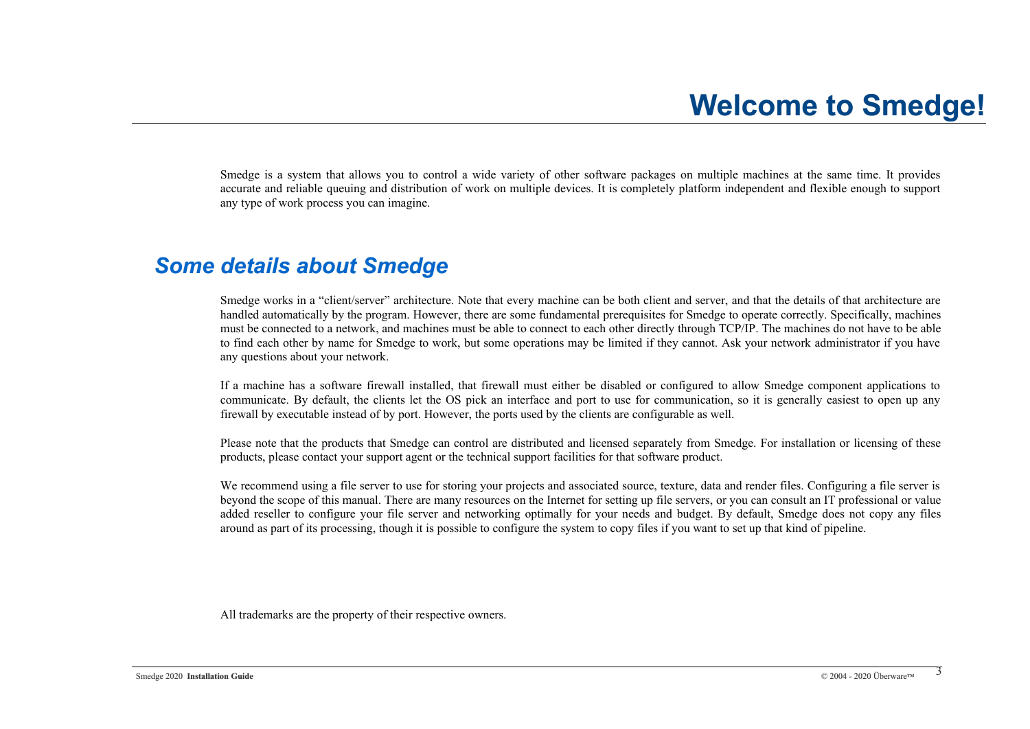# Welcome to Smedge!

Smedge is a system that allows you to control a wide variety of other software packages on multiple machines at the same time. It provides accurate and reliable queuing and distribution of work on multiple devices. It is completely platform independent and flexible enough to support any type of work process you can imagine.

## *Some details about Smedge*

Smedge works in a "client/server" architecture. Note that every machine can be both client and server, and that the details of that architecture are handled automatically by the program. However, there are some fundamental prerequisites for Smedge to operate correctly. Specifically, machines must be connected to a network, and machines must be able to connect to each other directly through TCP/IP. The machines do not have to be able to find each other by name for Smedge to work, but some operations may be limited if they cannot. Ask your network administrator if you have any questions about your network.

If a machine has a software firewall installed, that firewall must either be disabled or configured to allow Smedge component applications to communicate. By default, the clients let the OS pick an interface and port to use for communication, so it is generally easiest to open up any firewall by executable instead of by port. However, the ports used by the clients are configurable as well.

Please note that the products that Smedge can control are distributed and licensed separately from Smedge. For installation or licensing of these products, please contact your support agent or the technical support facilities for that software product.

We recommend using a file server to use for storing your projects and associated source, texture, data and render files. Configuring a file server is beyond the scope of this manual. There are many resources on the Internet for setting up file servers, or you can consult an IT professional or value added reseller to configure your file server and networking optimally for your needs and budget. By default, Smedge does not copy any files around as part of its processing, though it is possible to configure the system to copy files if you want to set up that kind of pipeline.

All trademarks are the property of their respective owners.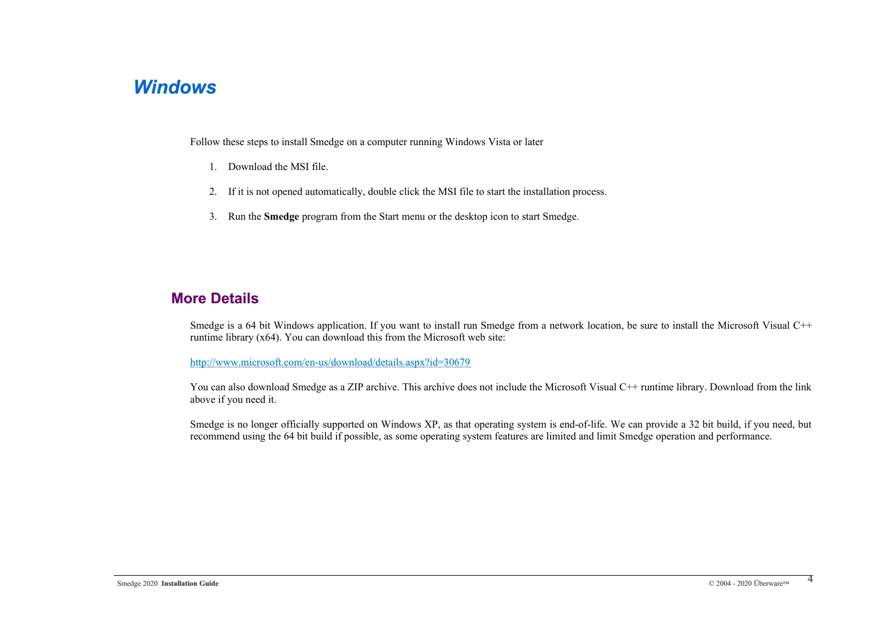# Windows

Follow these steps to install Smedge on a computer running Windows Vista or later

1. Download the MSI file.
2. If it is not opened automatically, double click the MSI file to start the installation process.
3. Run the **Smedge** program from the Start menu or the desktop icon to start Smedge.

## More Details

Smedge is a 64 bit Windows application. If you want to install run Smedge from a network location, be sure to install the Microsoft Visual C++ runtime library (x64). You can download this from the Microsoft web site:

http://www.microsoft.com/en-us/download/details.aspx?id=30679

You can also download Smedge as a ZIP archive. This archive does not include the Microsoft Visual C++ runtime library. Download from the link above if you need it.

Smedge is no longer officially supported on Windows XP, as that operating system is end-of-life. We can provide a 32 bit build, if you need, but recommend using the 64 bit build if possible, as some operating system features are limited and limit Smedge operation and performance.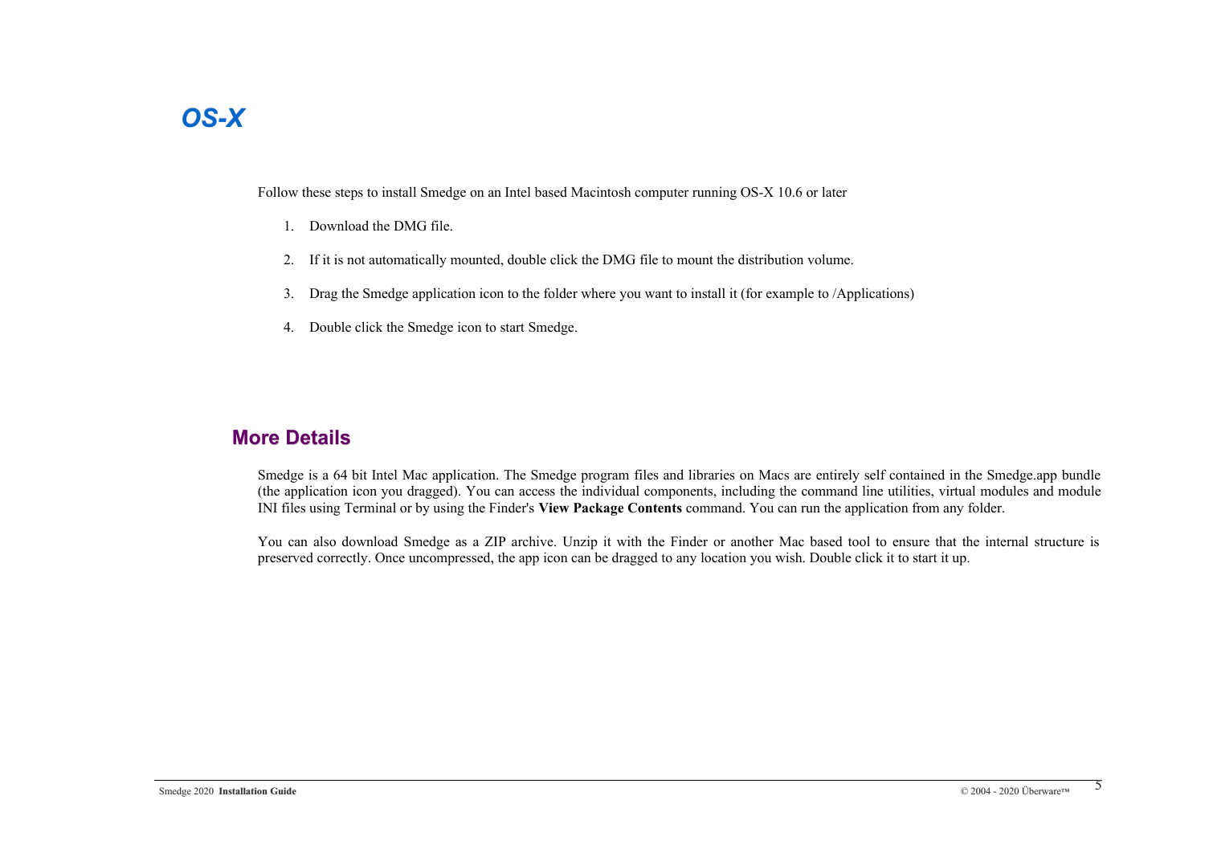# OS-X

Follow these steps to install Smedge on an Intel based Macintosh computer running OS-X 10.6 or later

1. Download the DMG file.
2. If it is not automatically mounted, double click the DMG file to mount the distribution volume.
3. Drag the Smedge application icon to the folder where you want to install it (for example to /Applications)
4. Double click the Smedge icon to start Smedge.

## More Details

Smedge is a 64 bit Intel Mac application. The Smedge program files and libraries on Macs are entirely self contained in the Smedge.app bundle (the application icon you dragged). You can access the individual components, including the command line utilities, virtual modules and module INI files using Terminal or by using the Finder's **View Package Contents** command. You can run the application from any folder.

You can also download Smedge as a ZIP archive. Unzip it with the Finder or another Mac based tool to ensure that the internal structure is preserved correctly. Once uncompressed, the app icon can be dragged to any location you wish. Double click it to start it up.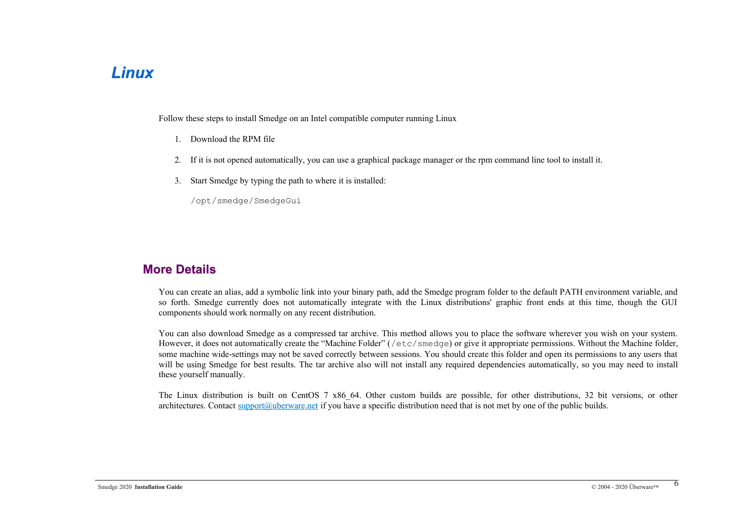# Linux

Follow these steps to install Smedge on an Intel compatible computer running Linux

1. Download the RPM file
2. If it is not opened automatically, you can use a graphical package manager or the rpm command line tool to install it.
3. Start Smedge by typing the path to where it is installed:

   `/opt/smedge/SmedgeGui`

## More Details

You can create an alias, add a symbolic link into your binary path, add the Smedge program folder to the default PATH environment variable, and so forth. Smedge currently does not automatically integrate with the Linux distributions' graphic front ends at this time, though the GUI components should work normally on any recent distribution.

You can also download Smedge as a compressed tar archive. This method allows you to place the software wherever you wish on your system. However, it does not automatically create the "Machine Folder" (`/etc/smedge`) or give it appropriate permissions. Without the Machine folder, some machine wide-settings may not be saved correctly between sessions. You should create this folder and open its permissions to any users that will be using Smedge for best results. The tar archive also will not install any required dependencies automatically, so you may need to install these yourself manually.

The Linux distribution is built on CentOS 7 x86_64. Other custom builds are possible, for other distributions, 32 bit versions, or other architectures. Contact [support@uberware.net](mailto:support@uberware.net) if you have a specific distribution need that is not met by one of the public builds.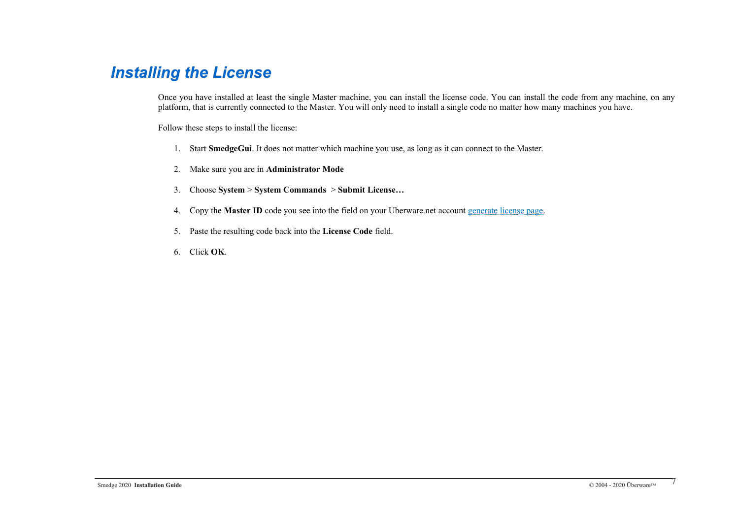# *Installing the License*

Once you have installed at least the single Master machine, you can install the license code. You can install the code from any machine, on any platform, that is currently connected to the Master. You will only need to install a single code no matter how many machines you have.

Follow these steps to install the license:

1. Start **SmedgeGui**. It does not matter which machine you use, as long as it can connect to the Master.
2. Make sure you are in **Administrator Mode**
3. Choose **System** > **System Commands** > **Submit License…**
4. Copy the **Master ID** code you see into the field on your Uberware.net account generate license page.
5. Paste the resulting code back into the **License Code** field.
6. Click **OK**.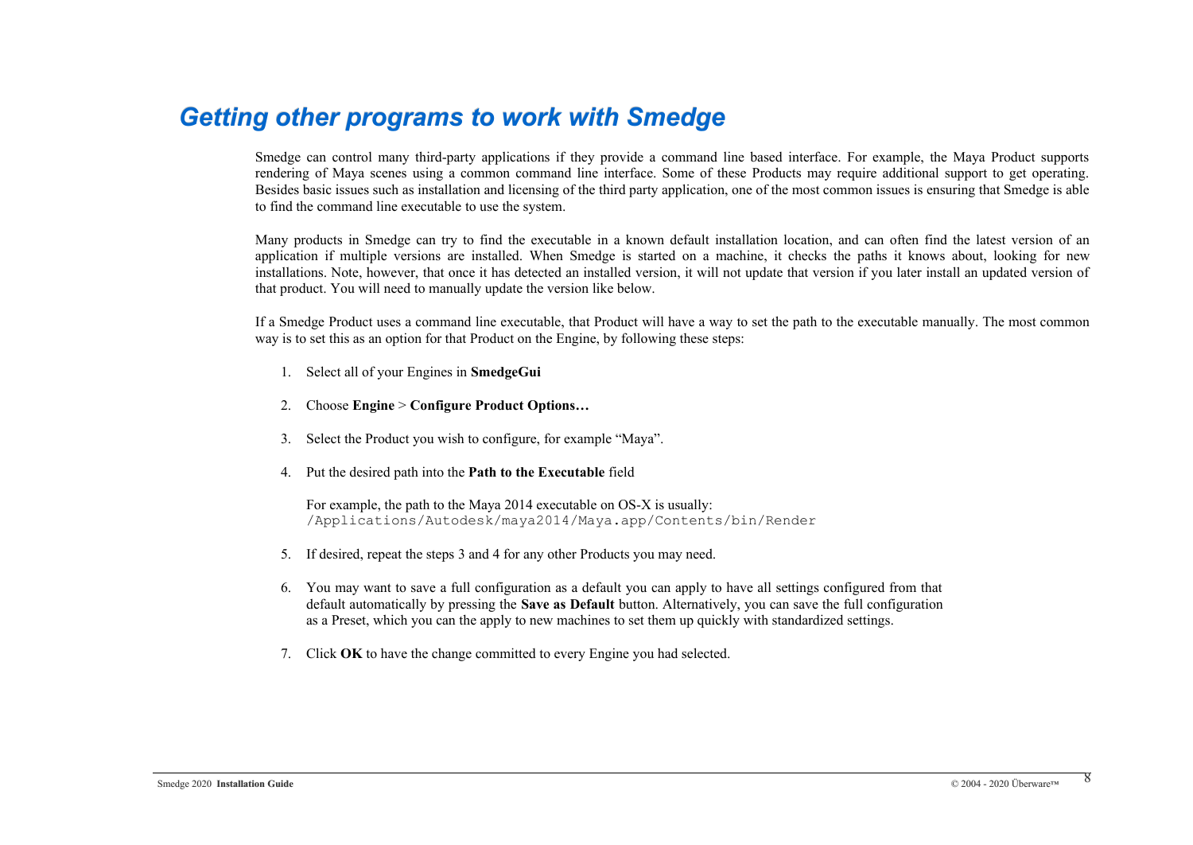# Getting other programs to work with Smedge

Smedge can control many third-party applications if they provide a command line based interface. For example, the Maya Product supports rendering of Maya scenes using a common command line interface. Some of these Products may require additional support to get operating. Besides basic issues such as installation and licensing of the third party application, one of the most common issues is ensuring that Smedge is able to find the command line executable to use the system.

Many products in Smedge can try to find the executable in a known default installation location, and can often find the latest version of an application if multiple versions are installed. When Smedge is started on a machine, it checks the paths it knows about, looking for new installations. Note, however, that once it has detected an installed version, it will not update that version if you later install an updated version of that product. You will need to manually update the version like below.

If a Smedge Product uses a command line executable, that Product will have a way to set the path to the executable manually. The most common way is to set this as an option for that Product on the Engine, by following these steps:

1. Select all of your Engines in **SmedgeGui**

2. Choose **Engine** > **Configure Product Options…**

3. Select the Product you wish to configure, for example “Maya”.

4. Put the desired path into the **Path to the Executable** field

   For example, the path to the Maya 2014 executable on OS-X is usually:
   `/Applications/Autodesk/maya2014/Maya.app/Contents/bin/Render`

5. If desired, repeat the steps 3 and 4 for any other Products you may need.

6. You may want to save a full configuration as a default you can apply to have all settings configured from that default automatically by pressing the **Save as Default** button. Alternatively, you can save the full configuration as a Preset, which you can the apply to new machines to set them up quickly with standardized settings.

7. Click **OK** to have the change committed to every Engine you had selected.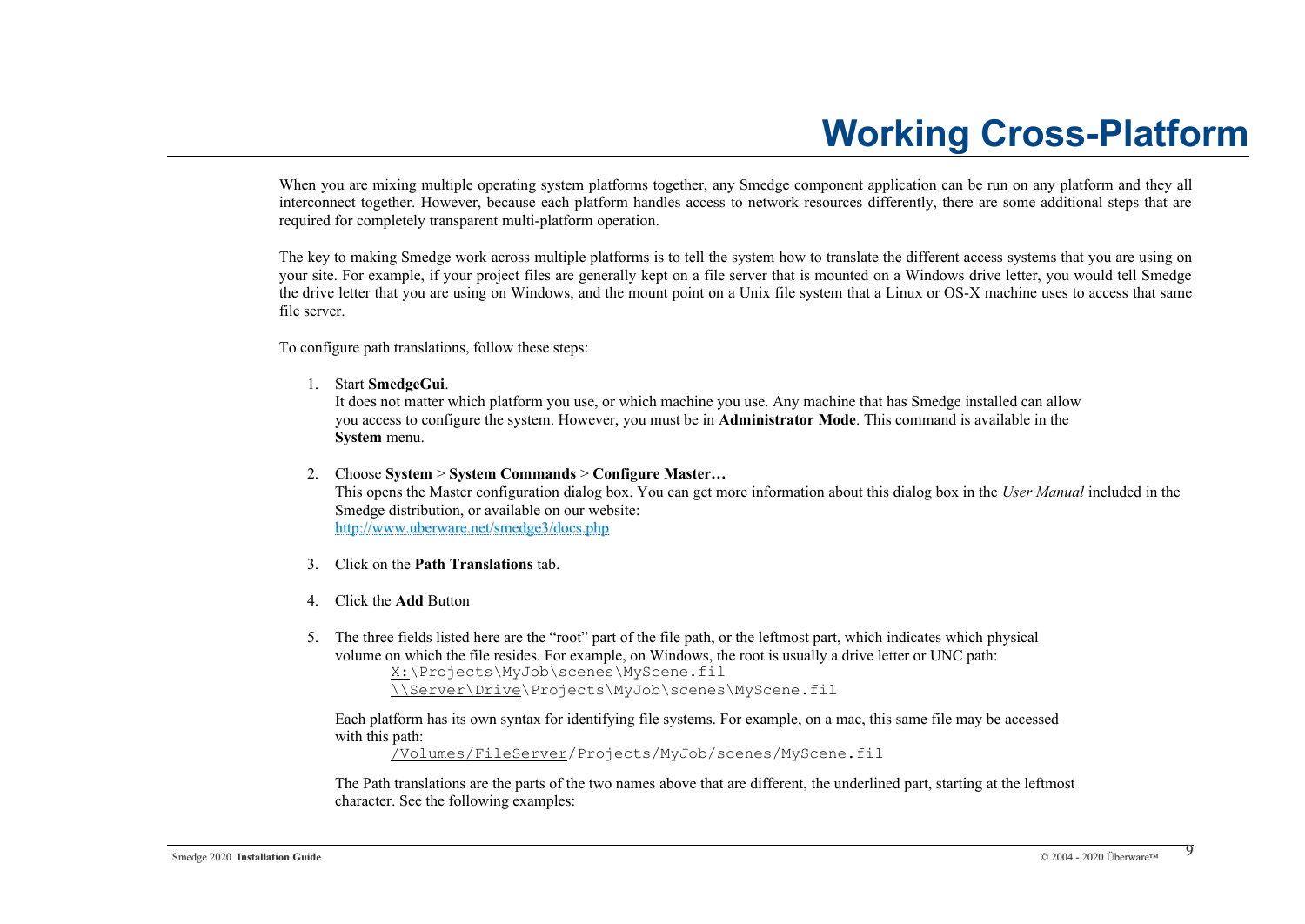# Working Cross-Platform

When you are mixing multiple operating system platforms together, any Smedge component application can be run on any platform and they all interconnect together. However, because each platform handles access to network resources differently, there are some additional steps that are required for completely transparent multi-platform operation.

The key to making Smedge work across multiple platforms is to tell the system how to translate the different access systems that you are using on your site. For example, if your project files are generally kept on a file server that is mounted on a Windows drive letter, you would tell Smedge the drive letter that you are using on Windows, and the mount point on a Unix file system that a Linux or OS-X machine uses to access that same file server.

To configure path translations, follow these steps:

1. Start **SmedgeGui**.
   It does not matter which platform you use, or which machine you use. Any machine that has Smedge installed can allow you access to configure the system. However, you must be in **Administrator Mode**. This command is available in the **System** menu.

2. Choose **System** > **System Commands** > **Configure Master…**
   This opens the Master configuration dialog box. You can get more information about this dialog box in the *User Manual* included in the Smedge distribution, or available on our website:
   [http://www.uberware.net/smedge3/docs.php](http://www.uberware.net/smedge3/docs.php)

3. Click on the **Path Translations** tab.

4. Click the **Add** Button

5. The three fields listed here are the "root" part of the file path, or the leftmost part, which indicates which physical volume on which the file resides. For example, on Windows, the root is usually a drive letter or UNC path:

   ```
   X:\Projects\MyJob\scenes\MyScene.fil
   \\Server\Drive\Projects\MyJob\scenes\MyScene.fil
   ```

   Each platform has its own syntax for identifying file systems. For example, on a mac, this same file may be accessed with this path:

   ```
   /Volumes/FileServer/Projects/MyJob/scenes/MyScene.fil
   ```

   The Path translations are the parts of the two names above that are different, the underlined part, starting at the leftmost character. See the following examples: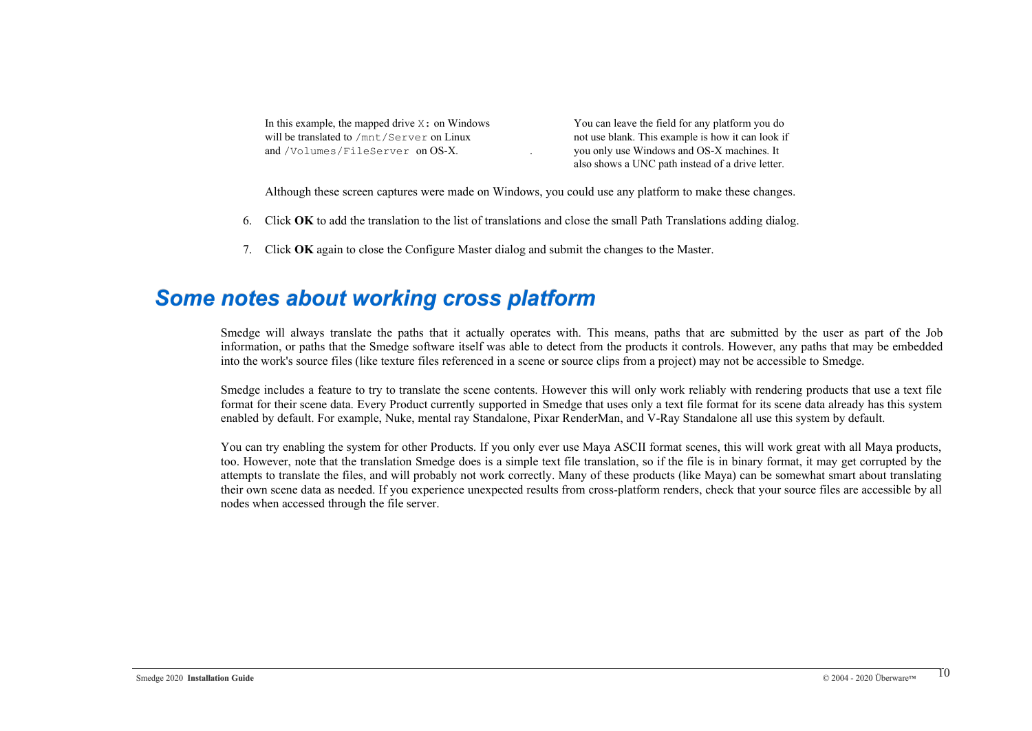In this example, the mapped drive `X:` on Windows will be translated to `/mnt/Server` on Linux and `/Volumes/FileServer` on OS-X.

You can leave the field for any platform you do not use blank. This example is how it can look if you only use Windows and OS-X machines. It also shows a UNC path instead of a drive letter.

Although these screen captures were made on Windows, you could use any platform to make these changes.

6. Click **OK** to add the translation to the list of translations and close the small Path Translations adding dialog.

7. Click **OK** again to close the Configure Master dialog and submit the changes to the Master.

## *Some notes about working cross platform*

Smedge will always translate the paths that it actually operates with. This means, paths that are submitted by the user as part of the Job information, or paths that the Smedge software itself was able to detect from the products it controls. However, any paths that may be embedded into the work's source files (like texture files referenced in a scene or source clips from a project) may not be accessible to Smedge.

Smedge includes a feature to try to translate the scene contents. However this will only work reliably with rendering products that use a text file format for their scene data. Every Product currently supported in Smedge that uses only a text file format for its scene data already has this system enabled by default. For example, Nuke, mental ray Standalone, Pixar RenderMan, and V-Ray Standalone all use this system by default.

You can try enabling the system for other Products. If you only ever use Maya ASCII format scenes, this will work great with all Maya products, too. However, note that the translation Smedge does is a simple text file translation, so if the file is in binary format, it may get corrupted by the attempts to translate the files, and will probably not work correctly. Many of these products (like Maya) can be somewhat smart about translating their own scene data as needed. If you experience unexpected results from cross-platform renders, check that your source files are accessible by all nodes when accessed through the file server.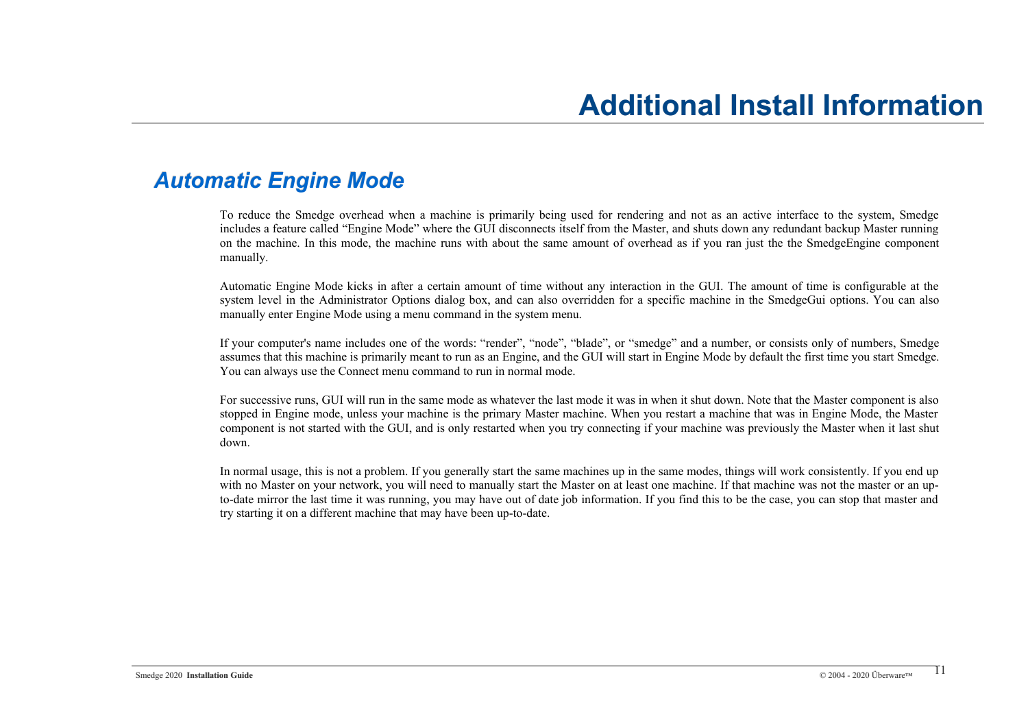# Additional Install Information

## Automatic Engine Mode

To reduce the Smedge overhead when a machine is primarily being used for rendering and not as an active interface to the system, Smedge includes a feature called “Engine Mode” where the GUI disconnects itself from the Master, and shuts down any redundant backup Master running on the machine. In this mode, the machine runs with about the same amount of overhead as if you ran just the the SmedgeEngine component manually.

Automatic Engine Mode kicks in after a certain amount of time without any interaction in the GUI. The amount of time is configurable at the system level in the Administrator Options dialog box, and can also overridden for a specific machine in the SmedgeGui options. You can also manually enter Engine Mode using a menu command in the system menu.

If your computer's name includes one of the words: “render”, “node”, “blade”, or “smedge” and a number, or consists only of numbers, Smedge assumes that this machine is primarily meant to run as an Engine, and the GUI will start in Engine Mode by default the first time you start Smedge. You can always use the Connect menu command to run in normal mode.

For successive runs, GUI will run in the same mode as whatever the last mode it was in when it shut down. Note that the Master component is also stopped in Engine mode, unless your machine is the primary Master machine. When you restart a machine that was in Engine Mode, the Master component is not started with the GUI, and is only restarted when you try connecting if your machine was previously the Master when it last shut down.

In normal usage, this is not a problem. If you generally start the same machines up in the same modes, things will work consistently. If you end up with no Master on your network, you will need to manually start the Master on at least one machine. If that machine was not the master or an up-to-date mirror the last time it was running, you may have out of date job information. If you find this to be the case, you can stop that master and try starting it on a different machine that may have been up-to-date.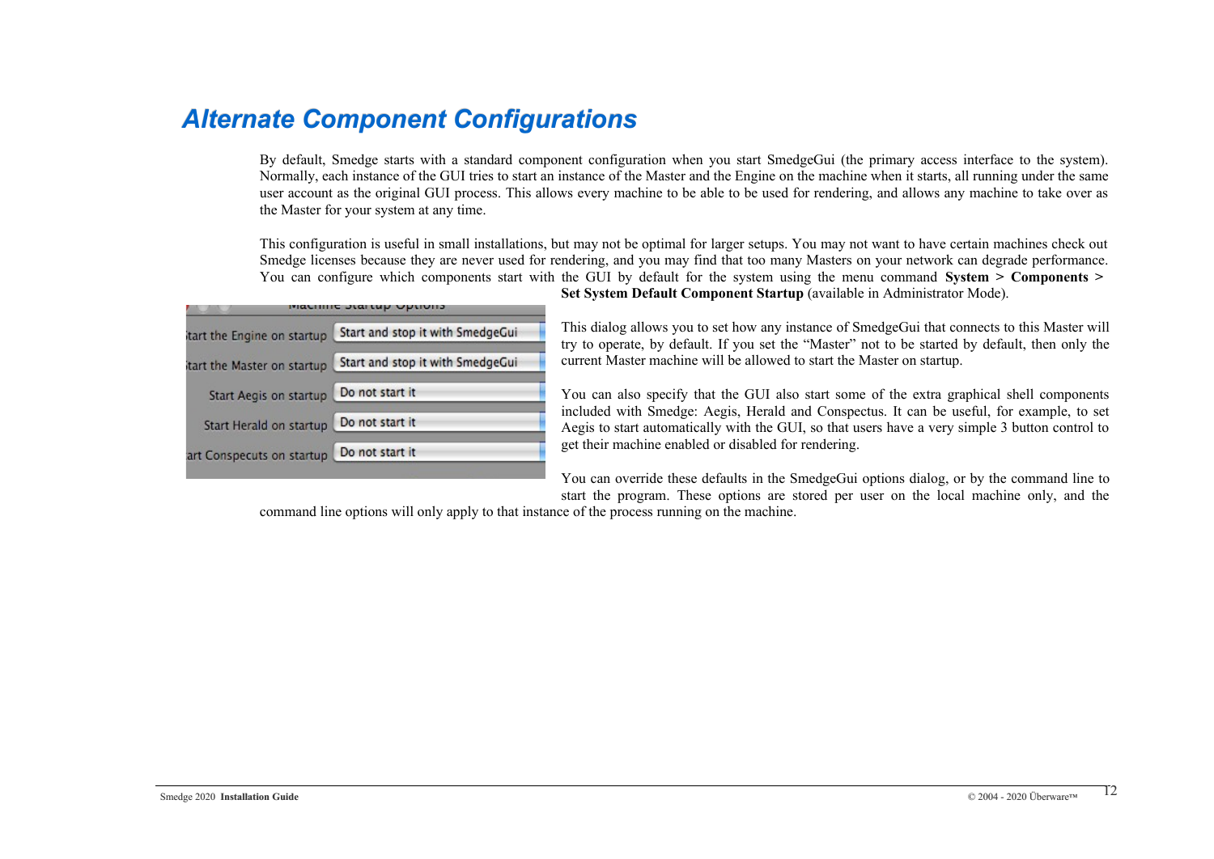# Alternate Component Configurations

By default, Smedge starts with a standard component configuration when you start SmedgeGui (the primary access interface to the system). Normally, each instance of the GUI tries to start an instance of the Master and the Engine on the machine when it starts, all running under the same user account as the original GUI process. This allows every machine to be able to be used for rendering, and allows any machine to take over as the Master for your system at any time.

This configuration is useful in small installations, but may not be optimal for larger setups. You may not want to have certain machines check out Smedge licenses because they are never used for rendering, and you may find that too many Masters on your network can degrade performance. You can configure which components start with the GUI by default for the system using the menu command **System > Components > Set System Default Component Startup** (available in Administrator Mode).

This dialog allows you to set how any instance of SmedgeGui that connects to this Master will try to operate, by default. If you set the "Master" not to be started by default, then only the current Master machine will be allowed to start the Master on startup.

You can also specify that the GUI also start some of the extra graphical shell components included with Smedge: Aegis, Herald and Conspectus. It can be useful, for example, to set Aegis to start automatically with the GUI, so that users have a very simple 3 button control to get their machine enabled or disabled for rendering.

You can override these defaults in the SmedgeGui options dialog, or by the command line to start the program. These options are stored per user on the local machine only, and the command line options will only apply to that instance of the process running on the machine.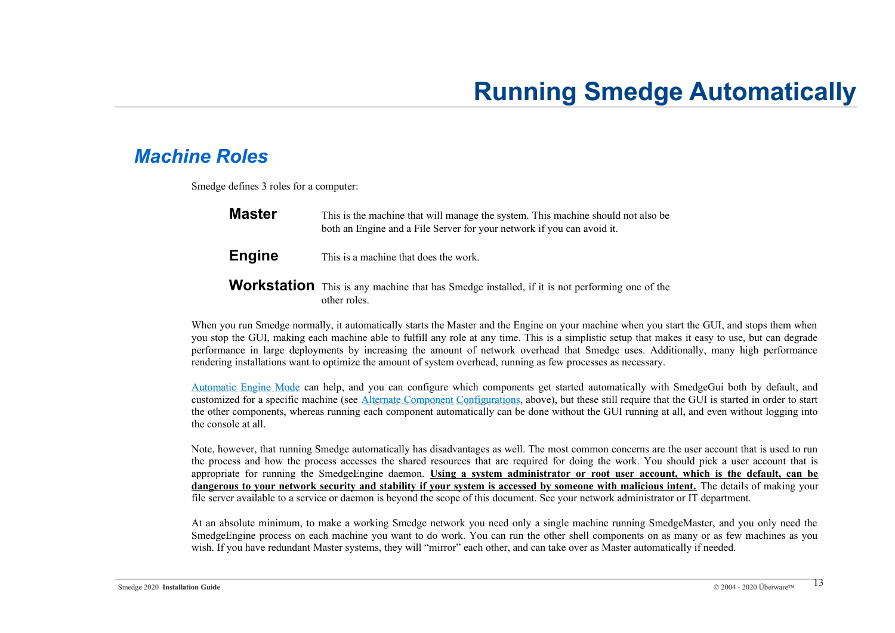# Running Smedge Automatically

## *Machine Roles*

Smedge defines 3 roles for a computer:

**Master** This is the machine that will manage the system. This machine should not also be both an Engine and a File Server for your network if you can avoid it.

**Engine** This is a machine that does the work.

**Workstation** This is any machine that has Smedge installed, if it is not performing one of the other roles.

When you run Smedge normally, it automatically starts the Master and the Engine on your machine when you start the GUI, and stops them when you stop the GUI, making each machine able to fulfill any role at any time. This is a simplistic setup that makes it easy to use, but can degrade performance in large deployments by increasing the amount of network overhead that Smedge uses. Additionally, many high performance rendering installations want to optimize the amount of system overhead, running as few processes as necessary.

Automatic Engine Mode can help, and you can configure which components get started automatically with SmedgeGui both by default, and customized for a specific machine (see Alternate Component Configurations, above), but these still require that the GUI is started in order to start the other components, whereas running each component automatically can be done without the GUI running at all, and even without logging into the console at all.

Note, however, that running Smedge automatically has disadvantages as well. The most common concerns are the user account that is used to run the process and how the process accesses the shared resources that are required for doing the work. You should pick a user account that is appropriate for running the SmedgeEngine daemon. **Using a system administrator or root user account, which is the default, can be dangerous to your network security and stability if your system is accessed by someone with malicious intent.** The details of making your file server available to a service or daemon is beyond the scope of this document. See your network administrator or IT department.

At an absolute minimum, to make a working Smedge network you need only a single machine running SmedgeMaster, and you only need the SmedgeEngine process on each machine you want to do work. You can run the other shell components on as many or as few machines as you wish. If you have redundant Master systems, they will “mirror” each other, and can take over as Master automatically if needed.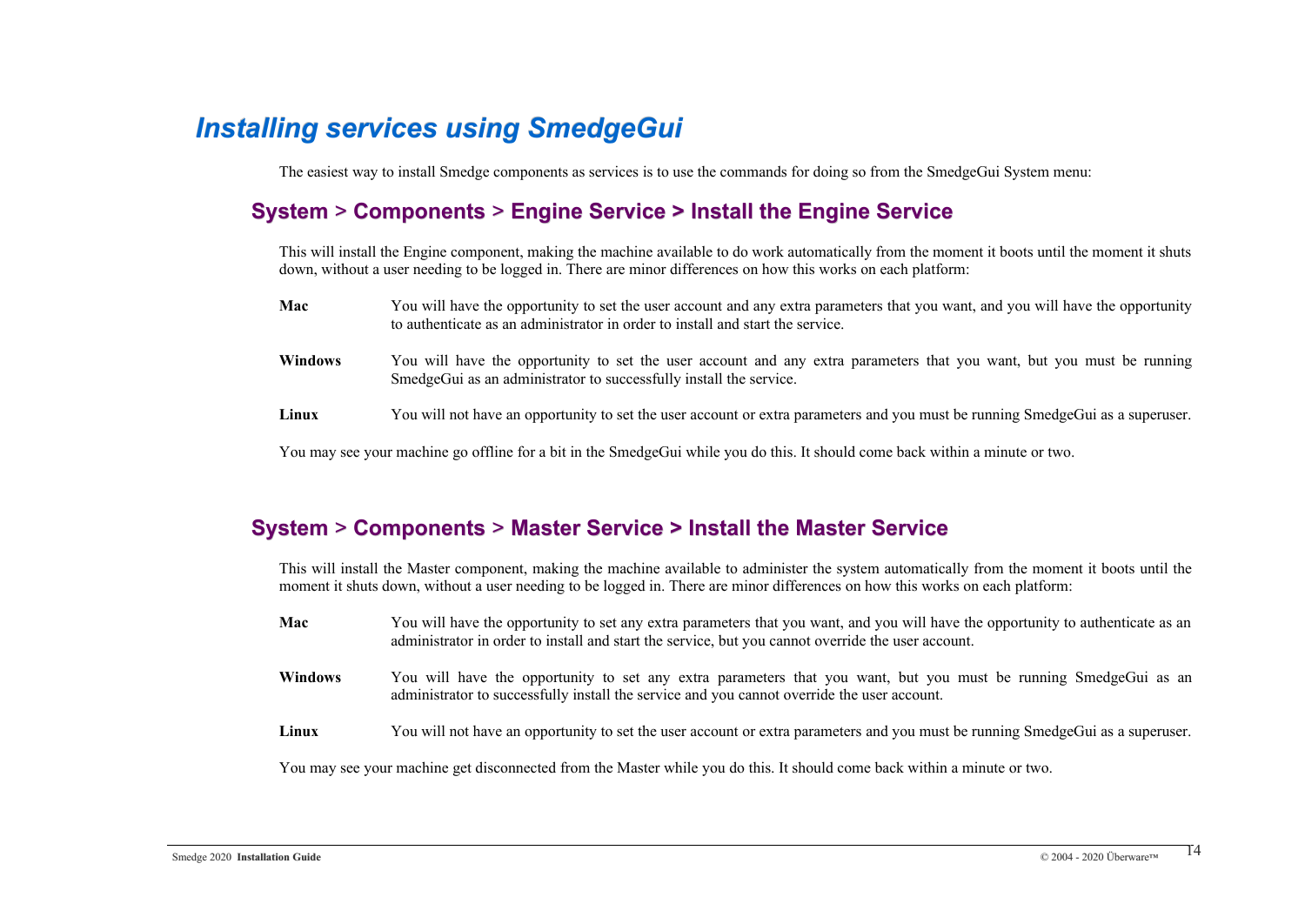# Installing services using SmedgeGui

The easiest way to install Smedge components as services is to use the commands for doing so from the SmedgeGui System menu:

## System > Components > Engine Service > Install the Engine Service

This will install the Engine component, making the machine available to do work automatically from the moment it boots until the moment it shuts down, without a user needing to be logged in. There are minor differences on how this works on each platform:

**Mac** You will have the opportunity to set the user account and any extra parameters that you want, and you will have the opportunity to authenticate as an administrator in order to install and start the service.

**Windows** You will have the opportunity to set the user account and any extra parameters that you want, but you must be running SmedgeGui as an administrator to successfully install the service.

**Linux** You will not have an opportunity to set the user account or extra parameters and you must be running SmedgeGui as a superuser.

You may see your machine go offline for a bit in the SmedgeGui while you do this. It should come back within a minute or two.

## System > Components > Master Service > Install the Master Service

This will install the Master component, making the machine available to administer the system automatically from the moment it boots until the moment it shuts down, without a user needing to be logged in. There are minor differences on how this works on each platform:

**Mac** You will have the opportunity to set any extra parameters that you want, and you will have the opportunity to authenticate as an administrator in order to install and start the service, but you cannot override the user account.

**Windows** You will have the opportunity to set any extra parameters that you want, but you must be running SmedgeGui as an administrator to successfully install the service and you cannot override the user account.

**Linux** You will not have an opportunity to set the user account or extra parameters and you must be running SmedgeGui as a superuser.

You may see your machine get disconnected from the Master while you do this. It should come back within a minute or two.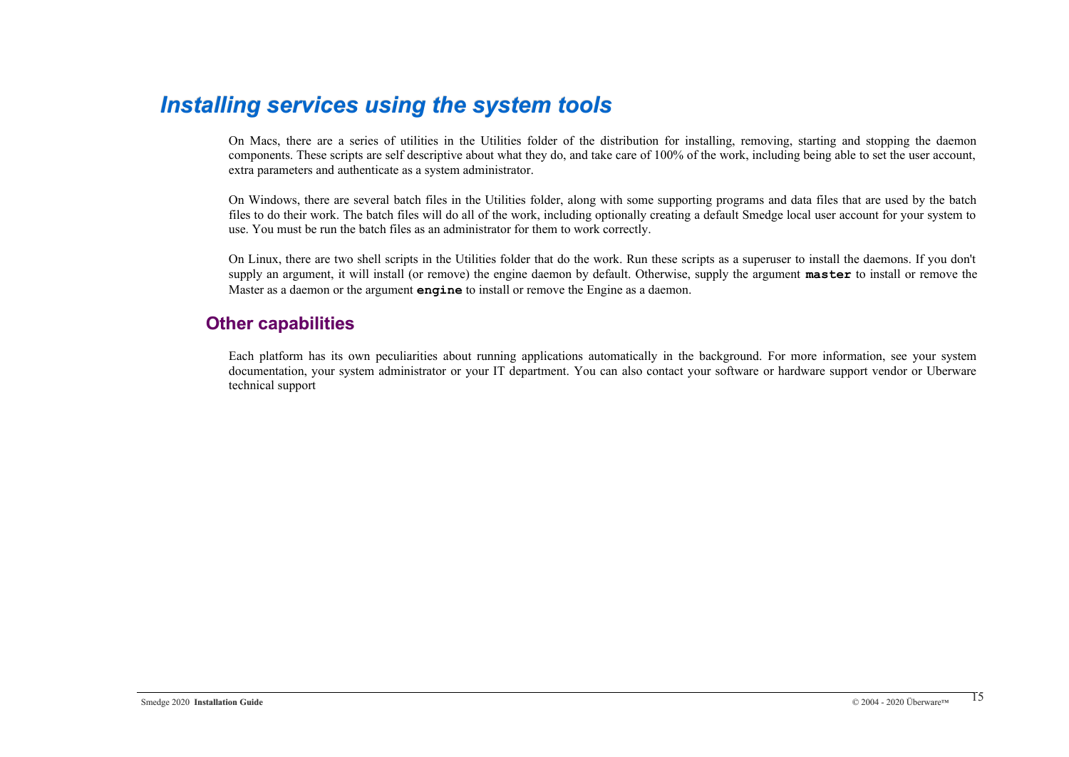# Installing services using the system tools

On Macs, there are a series of utilities in the Utilities folder of the distribution for installing, removing, starting and stopping the daemon components. These scripts are self descriptive about what they do, and take care of 100% of the work, including being able to set the user account, extra parameters and authenticate as a system administrator.

On Windows, there are several batch files in the Utilities folder, along with some supporting programs and data files that are used by the batch files to do their work. The batch files will do all of the work, including optionally creating a default Smedge local user account for your system to use. You must be run the batch files as an administrator for them to work correctly.

On Linux, there are two shell scripts in the Utilities folder that do the work. Run these scripts as a superuser to install the daemons. If you don't supply an argument, it will install (or remove) the engine daemon by default. Otherwise, supply the argument **`master`** to install or remove the Master as a daemon or the argument **`engine`** to install or remove the Engine as a daemon.

## Other capabilities

Each platform has its own peculiarities about running applications automatically in the background. For more information, see your system documentation, your system administrator or your IT department. You can also contact your software or hardware support vendor or Uberware technical support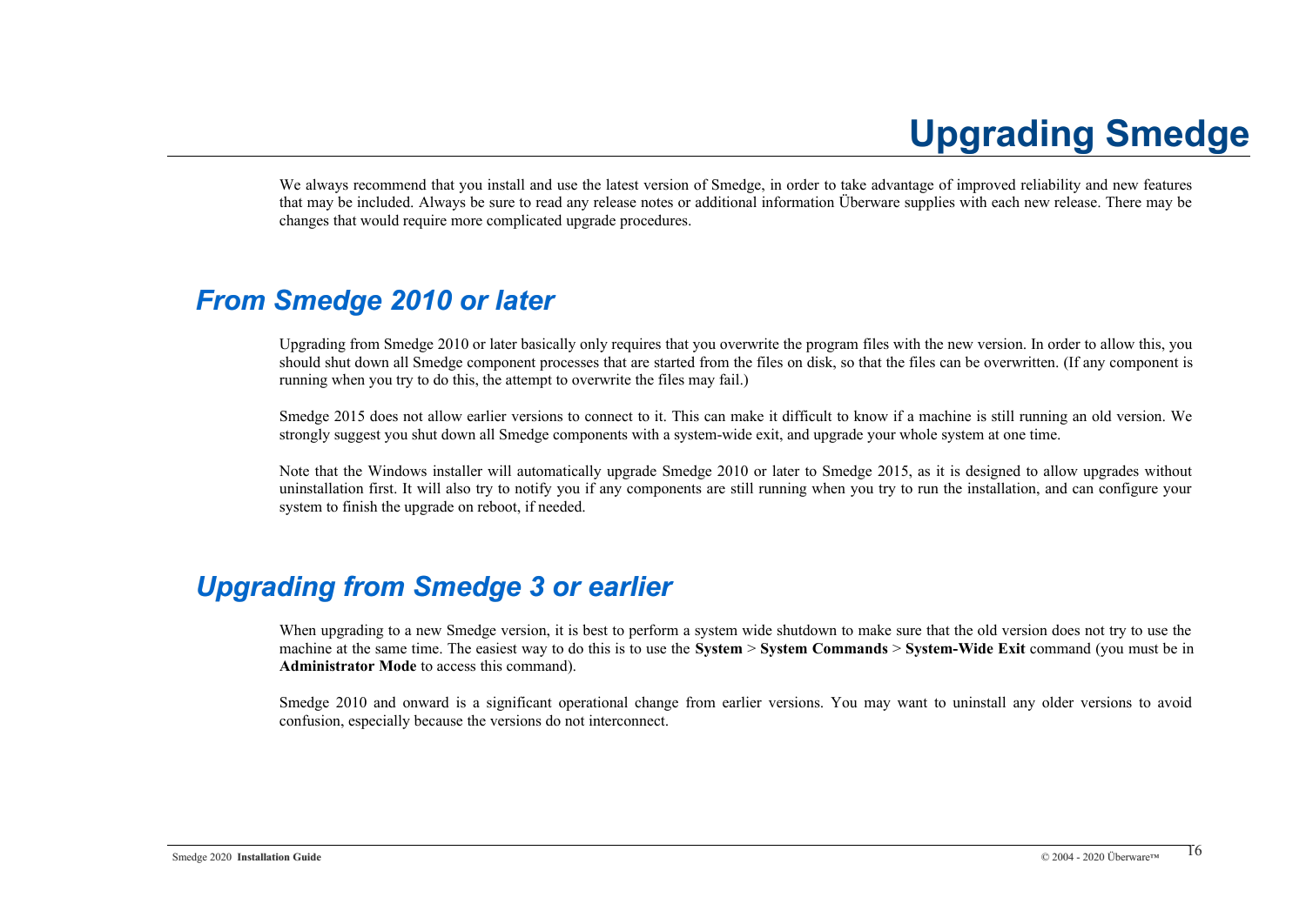# Upgrading Smedge

We always recommend that you install and use the latest version of Smedge, in order to take advantage of improved reliability and new features that may be included. Always be sure to read any release notes or additional information Überware supplies with each new release. There may be changes that would require more complicated upgrade procedures.

## *From Smedge 2010 or later*

Upgrading from Smedge 2010 or later basically only requires that you overwrite the program files with the new version. In order to allow this, you should shut down all Smedge component processes that are started from the files on disk, so that the files can be overwritten. (If any component is running when you try to do this, the attempt to overwrite the files may fail.)

Smedge 2015 does not allow earlier versions to connect to it. This can make it difficult to know if a machine is still running an old version. We strongly suggest you shut down all Smedge components with a system-wide exit, and upgrade your whole system at one time.

Note that the Windows installer will automatically upgrade Smedge 2010 or later to Smedge 2015, as it is designed to allow upgrades without uninstallation first. It will also try to notify you if any components are still running when you try to run the installation, and can configure your system to finish the upgrade on reboot, if needed.

## *Upgrading from Smedge 3 or earlier*

When upgrading to a new Smedge version, it is best to perform a system wide shutdown to make sure that the old version does not try to use the machine at the same time. The easiest way to do this is to use the **System** > **System Commands** > **System-Wide Exit** command (you must be in **Administrator Mode** to access this command).

Smedge 2010 and onward is a significant operational change from earlier versions. You may want to uninstall any older versions to avoid confusion, especially because the versions do not interconnect.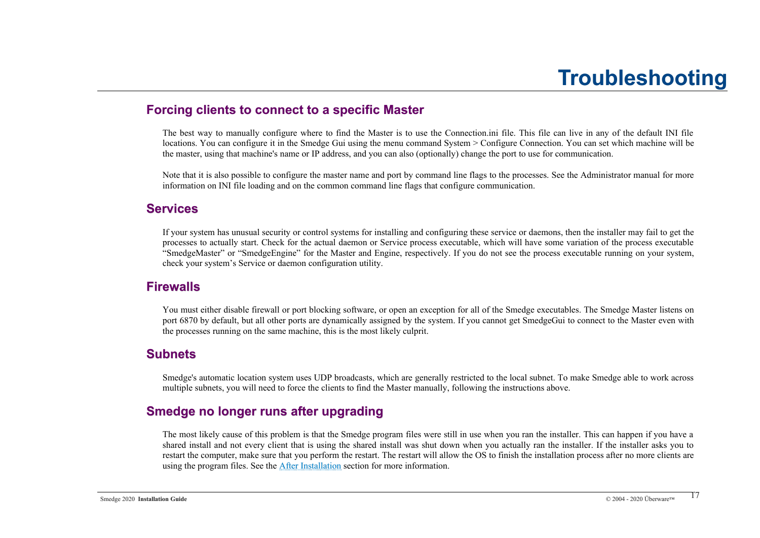# Troubleshooting

## Forcing clients to connect to a specific Master

The best way to manually configure where to find the Master is to use the Connection.ini file. This file can live in any of the default INI file locations. You can configure it in the Smedge Gui using the menu command System > Configure Connection. You can set which machine will be the master, using that machine's name or IP address, and you can also (optionally) change the port to use for communication.

Note that it is also possible to configure the master name and port by command line flags to the processes. See the Administrator manual for more information on INI file loading and on the common command line flags that configure communication.

## Services

If your system has unusual security or control systems for installing and configuring these service or daemons, then the installer may fail to get the processes to actually start. Check for the actual daemon or Service process executable, which will have some variation of the process executable “SmedgeMaster” or “SmedgeEngine” for the Master and Engine, respectively. If you do not see the process executable running on your system, check your system’s Service or daemon configuration utility.

## Firewalls

You must either disable firewall or port blocking software, or open an exception for all of the Smedge executables. The Smedge Master listens on port 6870 by default, but all other ports are dynamically assigned by the system. If you cannot get SmedgeGui to connect to the Master even with the processes running on the same machine, this is the most likely culprit.

## Subnets

Smedge's automatic location system uses UDP broadcasts, which are generally restricted to the local subnet. To make Smedge able to work across multiple subnets, you will need to force the clients to find the Master manually, following the instructions above.

## Smedge no longer runs after upgrading

The most likely cause of this problem is that the Smedge program files were still in use when you ran the installer. This can happen if you have a shared install and not every client that is using the shared install was shut down when you actually ran the installer. If the installer asks you to restart the computer, make sure that you perform the restart. The restart will allow the OS to finish the installation process after no more clients are using the program files. See the After Installation section for more information.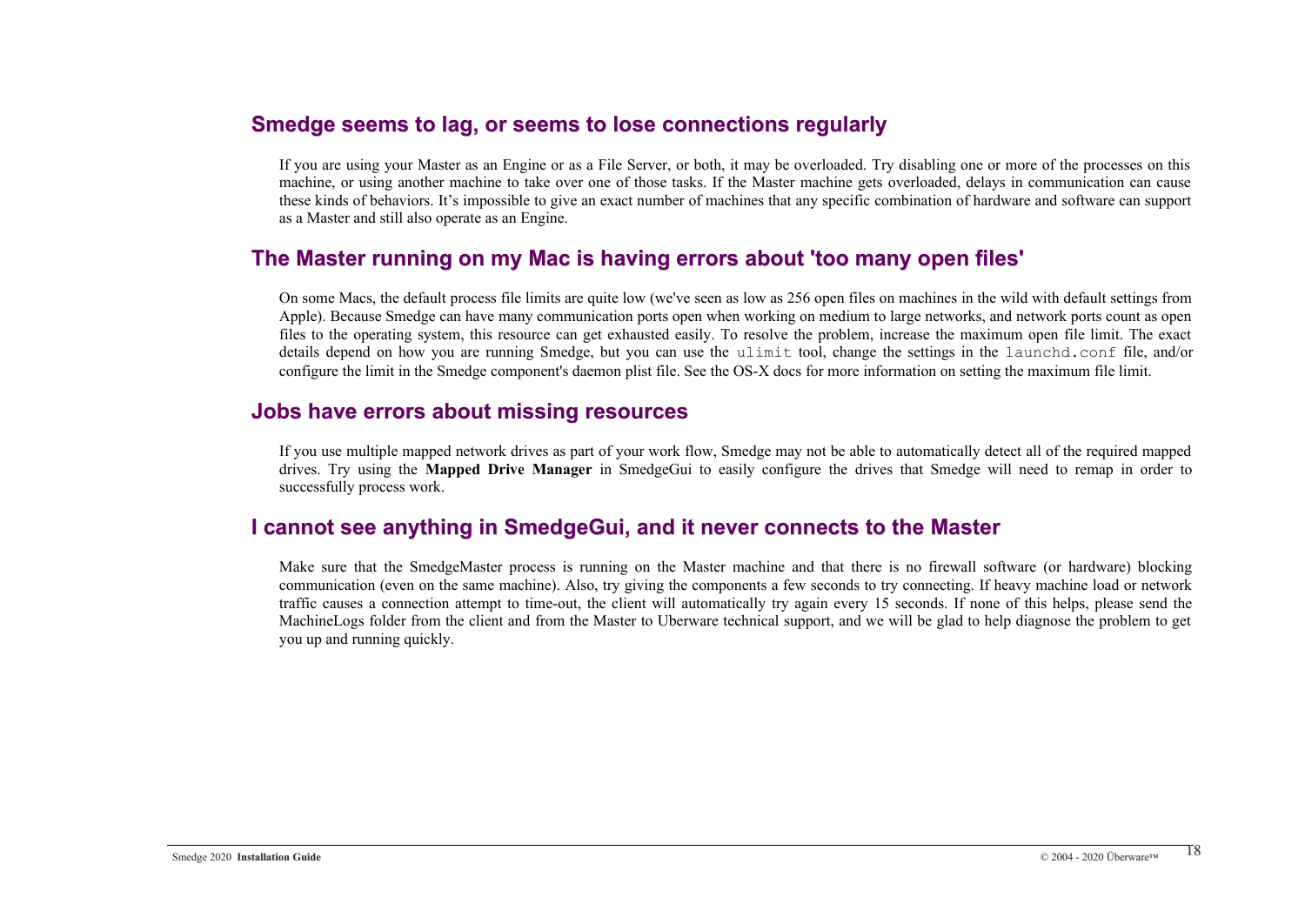## Smedge seems to lag, or seems to lose connections regularly

If you are using your Master as an Engine or as a File Server, or both, it may be overloaded. Try disabling one or more of the processes on this machine, or using another machine to take over one of those tasks. If the Master machine gets overloaded, delays in communication can cause these kinds of behaviors. It's impossible to give an exact number of machines that any specific combination of hardware and software can support as a Master and still also operate as an Engine.

## The Master running on my Mac is having errors about 'too many open files'

On some Macs, the default process file limits are quite low (we've seen as low as 256 open files on machines in the wild with default settings from Apple). Because Smedge can have many communication ports open when working on medium to large networks, and network ports count as open files to the operating system, this resource can get exhausted easily. To resolve the problem, increase the maximum open file limit. The exact details depend on how you are running Smedge, but you can use the `ulimit` tool, change the settings in the `launchd.conf` file, and/or configure the limit in the Smedge component's daemon plist file. See the OS-X docs for more information on setting the maximum file limit.

## Jobs have errors about missing resources

If you use multiple mapped network drives as part of your work flow, Smedge may not be able to automatically detect all of the required mapped drives. Try using the **Mapped Drive Manager** in SmedgeGui to easily configure the drives that Smedge will need to remap in order to successfully process work.

## I cannot see anything in SmedgeGui, and it never connects to the Master

Make sure that the SmedgeMaster process is running on the Master machine and that there is no firewall software (or hardware) blocking communication (even on the same machine). Also, try giving the components a few seconds to try connecting. If heavy machine load or network traffic causes a connection attempt to time-out, the client will automatically try again every 15 seconds. If none of this helps, please send the MachineLogs folder from the client and from the Master to Uberware technical support, and we will be glad to help diagnose the problem to get you up and running quickly.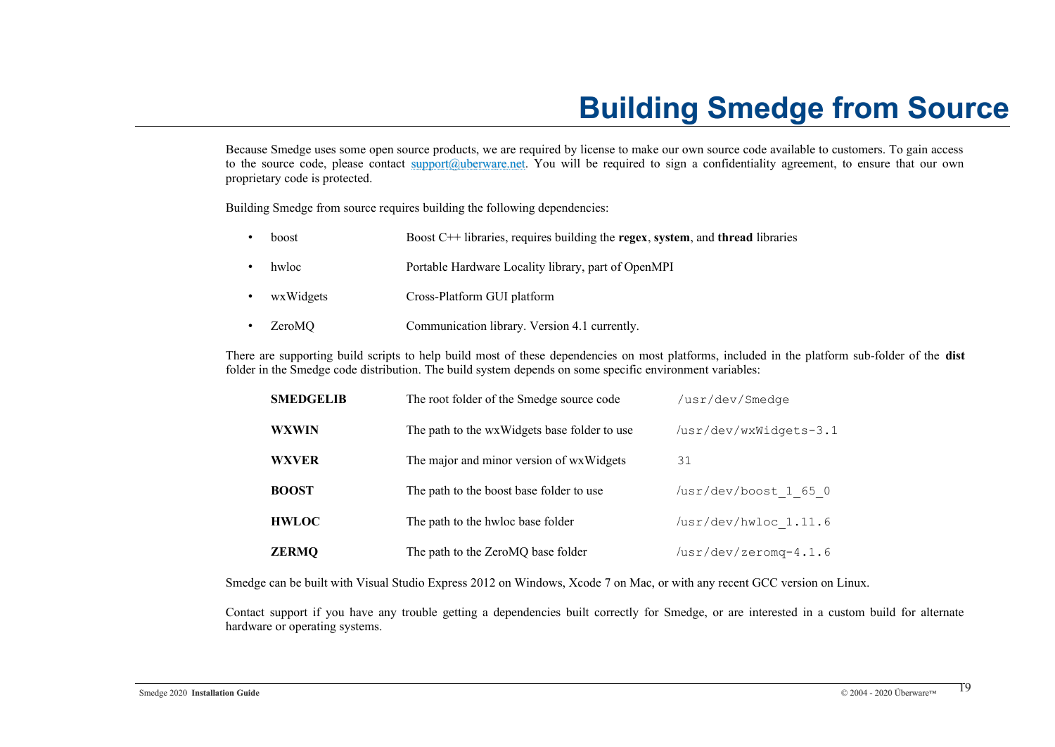# Building Smedge from Source

Because Smedge uses some open source products, we are required by license to make our own source code available to customers. To gain access to the source code, please contact [support@uberware.net](mailto:support@uberware.net). You will be required to sign a confidentiality agreement, to ensure that our own proprietary code is protected.

Building Smedge from source requires building the following dependencies:

- boost — Boost C++ libraries, requires building the **regex**, **system**, and **thread** libraries
- hwloc — Portable Hardware Locality library, part of OpenMPI
- wxWidgets — Cross-Platform GUI platform
- ZeroMQ — Communication library. Version 4.1 currently.

There are supporting build scripts to help build most of these dependencies on most platforms, included in the platform sub-folder of the **dist** folder in the Smedge code distribution. The build system depends on some specific environment variables:

| Variable | Description | Example |
|---|---|---|
| **SMEDGELIB** | The root folder of the Smedge source code | `/usr/dev/Smedge` |
| **WXWIN** | The path to the wxWidgets base folder to use | `/usr/dev/wxWidgets-3.1` |
| **WXVER** | The major and minor version of wxWidgets | `31` |
| **BOOST** | The path to the boost base folder to use | `/usr/dev/boost_1_65_0` |
| **HWLOC** | The path to the hwloc base folder | `/usr/dev/hwloc_1.11.6` |
| **ZERMQ** | The path to the ZeroMQ base folder | `/usr/dev/zeromq-4.1.6` |

Smedge can be built with Visual Studio Express 2012 on Windows, Xcode 7 on Mac, or with any recent GCC version on Linux.

Contact support if you have any trouble getting a dependencies built correctly for Smedge, or are interested in a custom build for alternate hardware or operating systems.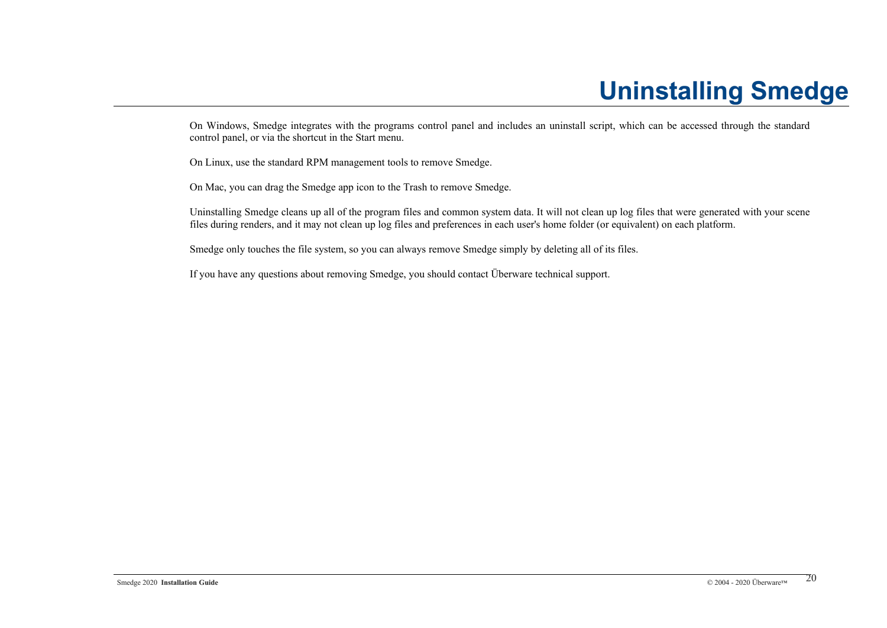# Uninstalling Smedge

On Windows, Smedge integrates with the programs control panel and includes an uninstall script, which can be accessed through the standard control panel, or via the shortcut in the Start menu.

On Linux, use the standard RPM management tools to remove Smedge.

On Mac, you can drag the Smedge app icon to the Trash to remove Smedge.

Uninstalling Smedge cleans up all of the program files and common system data. It will not clean up log files that were generated with your scene files during renders, and it may not clean up log files and preferences in each user's home folder (or equivalent) on each platform.

Smedge only touches the file system, so you can always remove Smedge simply by deleting all of its files.

If you have any questions about removing Smedge, you should contact Überware technical support.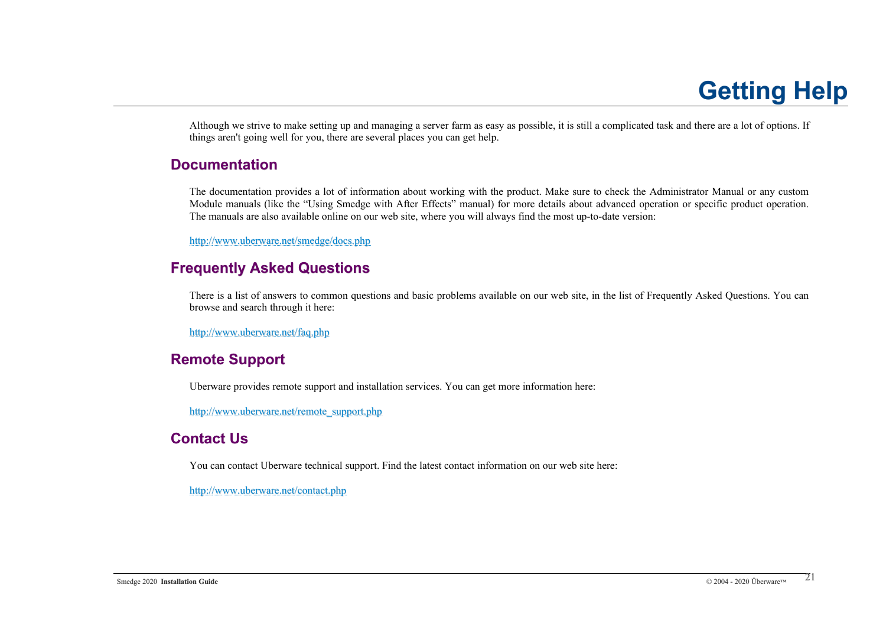# Getting Help

Although we strive to make setting up and managing a server farm as easy as possible, it is still a complicated task and there are a lot of options. If things aren't going well for you, there are several places you can get help.

## Documentation

The documentation provides a lot of information about working with the product. Make sure to check the Administrator Manual or any custom Module manuals (like the "Using Smedge with After Effects" manual) for more details about advanced operation or specific product operation. The manuals are also available online on our web site, where you will always find the most up-to-date version:

http://www.uberware.net/smedge/docs.php

## Frequently Asked Questions

There is a list of answers to common questions and basic problems available on our web site, in the list of Frequently Asked Questions. You can browse and search through it here:

http://www.uberware.net/faq.php

## Remote Support

Uberware provides remote support and installation services. You can get more information here:

http://www.uberware.net/remote_support.php

## Contact Us

You can contact Uberware technical support. Find the latest contact information on our web site here:

http://www.uberware.net/contact.php